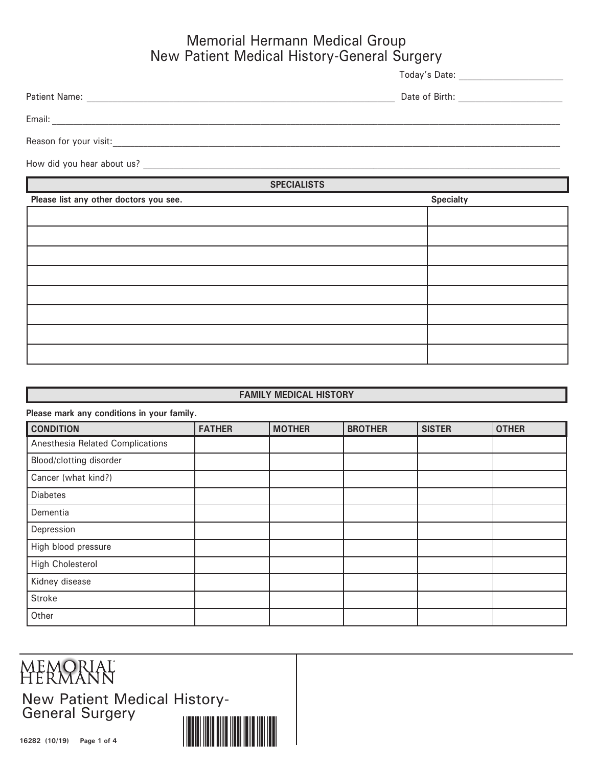# Memorial Hermann Medical Group
# New Patient Medical History-General Surgery

Today's Date: ____________________

Patient Name: ____________________________________________________________ Date of Birth: ____________________

Email: ____________________________________________________________________________________________

Reason for your visit: ______________________________________________________________________________

How did you hear about us? __________________________________________________________________________

## SPECIALISTS

| Please list any other doctors you see. | Specialty |
|---|---|
| | |
| | |
| | |
| | |
| | |
| | |
| | |
| | |

## FAMILY MEDICAL HISTORY

**Please mark any conditions in your family.**

| CONDITION | FATHER | MOTHER | BROTHER | SISTER | OTHER |
|---|---|---|---|---|---|
| Anesthesia Related Complications | | | | | |
| Blood/clotting disorder | | | | | |
| Cancer (what kind?) | | | | | |
| Diabetes | | | | | |
| Dementia | | | | | |
| Depression | | | | | |
| High blood pressure | | | | | |
| High Cholesterol | | | | | |
| Kidney disease | | | | | |
| Stroke | | | | | |
| Other | | | | | |

MEMORIAL HERMANN

New Patient Medical History-General Surgery

16282 (10/19)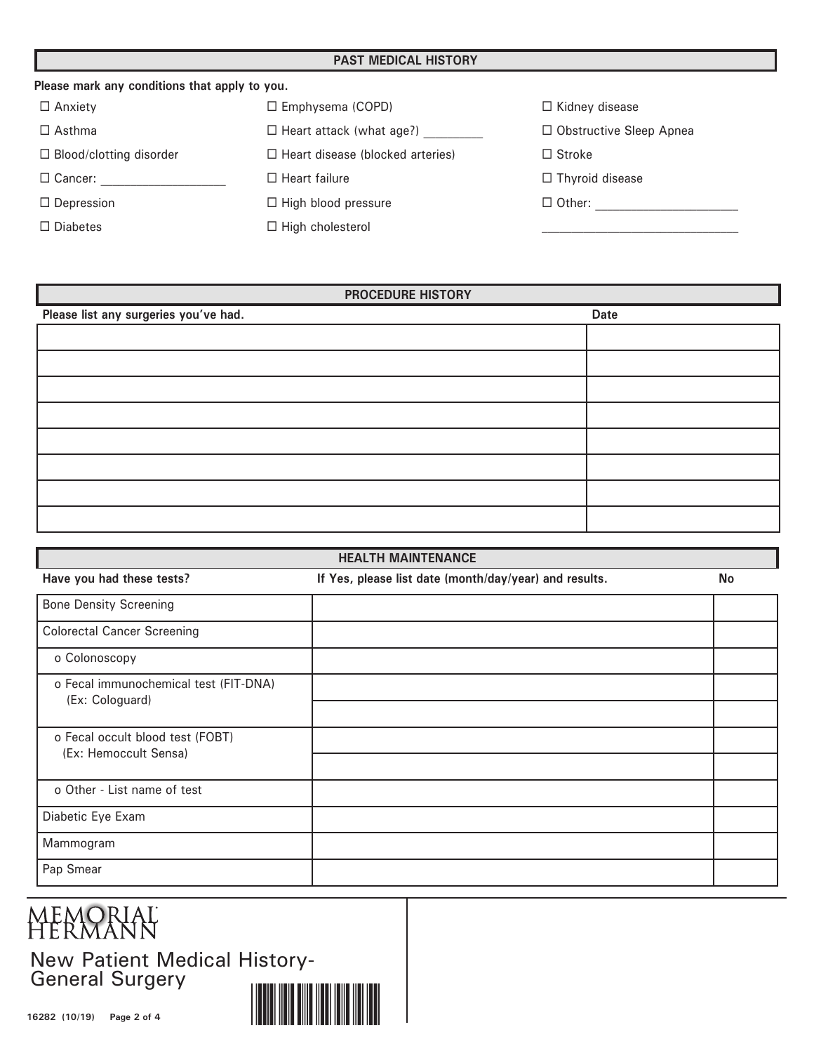## PAST MEDICAL HISTORY

**Please mark any conditions that apply to you.**

- ☐ Anxiety
- ☐ Asthma
- ☐ Blood/clotting disorder
- ☐ Cancer: ____________________
- ☐ Depression
- ☐ Diabetes
- ☐ Emphysema (COPD)
- ☐ Heart attack (what age?) __________
- ☐ Heart disease (blocked arteries)
- ☐ Heart failure
- ☐ High blood pressure
- ☐ High cholesterol
- ☐ Kidney disease
- ☐ Obstructive Sleep Apnea
- ☐ Stroke
- ☐ Thyroid disease
- ☐ Other: ______________________

______________________________

## PROCEDURE HISTORY

| Please list any surgeries you've had. | Date |
|---|---|
| | |
| | |
| | |
| | |
| | |
| | |
| | |
| | |

## HEALTH MAINTENANCE

| Have you had these tests? | If Yes, please list date (month/day/year) and results. | No |
|---|---|---|
| Bone Density Screening | | |
| Colorectal Cancer Screening | | |
| o Colonoscopy | | |
| o Fecal immunochemical test (FIT-DNA) (Ex: Cologuard) | | |
| | | |
| o Fecal occult blood test (FOBT) (Ex: Hemoccult Sensa) | | |
| | | |
| o Other - List name of test | | |
| Diabetic Eye Exam | | |
| Mammogram | | |
| Pap Smear | | |

MEMORIAL HERMANN

New Patient Medical History- General Surgery

16282 (10/19)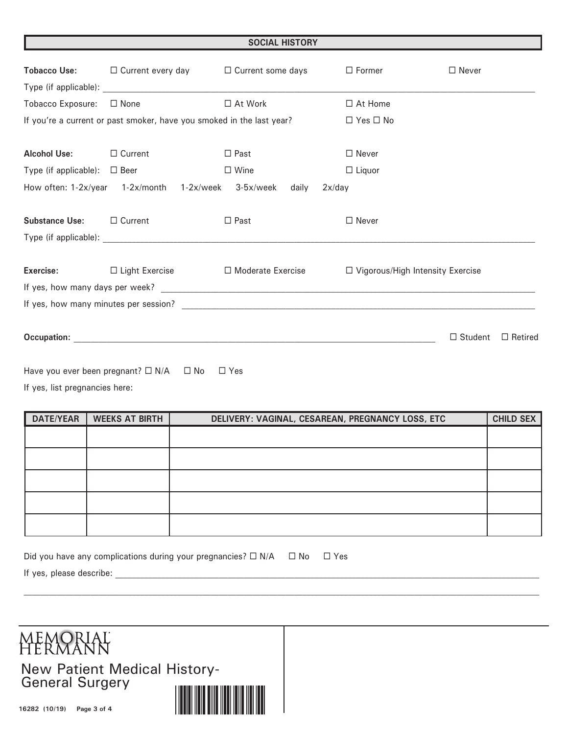## SOCIAL HISTORY

**Tobacco Use:** ☐ Current every day ☐ Current some days ☐ Former ☐ Never

Type (if applicable): ____________________________________________

Tobacco Exposure: ☐ None ☐ At Work ☐ At Home

If you're a current or past smoker, have you smoked in the last year? ☐ Yes ☐ No

**Alcohol Use:** ☐ Current ☐ Past ☐ Never

Type (if applicable): ☐ Beer ☐ Wine ☐ Liquor

How often: 1-2x/year 1-2x/month 1-2x/week 3-5x/week daily 2x/day

**Substance Use:** ☐ Current ☐ Past ☐ Never

Type (if applicable): ____________________________________________

**Exercise:** ☐ Light Exercise ☐ Moderate Exercise ☐ Vigorous/High Intensity Exercise

If yes, how many days per week? ____________________________________________

If yes, how many minutes per session? ____________________________________________

**Occupation:** ____________________________________________ ☐ Student ☐ Retired

Have you ever been pregnant? ☐ N/A ☐ No ☐ Yes

If yes, list pregnancies here:

| DATE/YEAR | WEEKS AT BIRTH | DELIVERY: VAGINAL, CESAREAN, PREGNANCY LOSS, ETC | CHILD SEX |
|---|---|---|---|
| | | | |
| | | | |
| | | | |
| | | | |
| | | | |

Did you have any complications during your pregnancies? ☐ N/A ☐ No ☐ Yes

If yes, please describe: ____________________________________________

____________________________________________

MEMORIAL HERMANN

New Patient Medical History-General Surgery

16282 (10/19)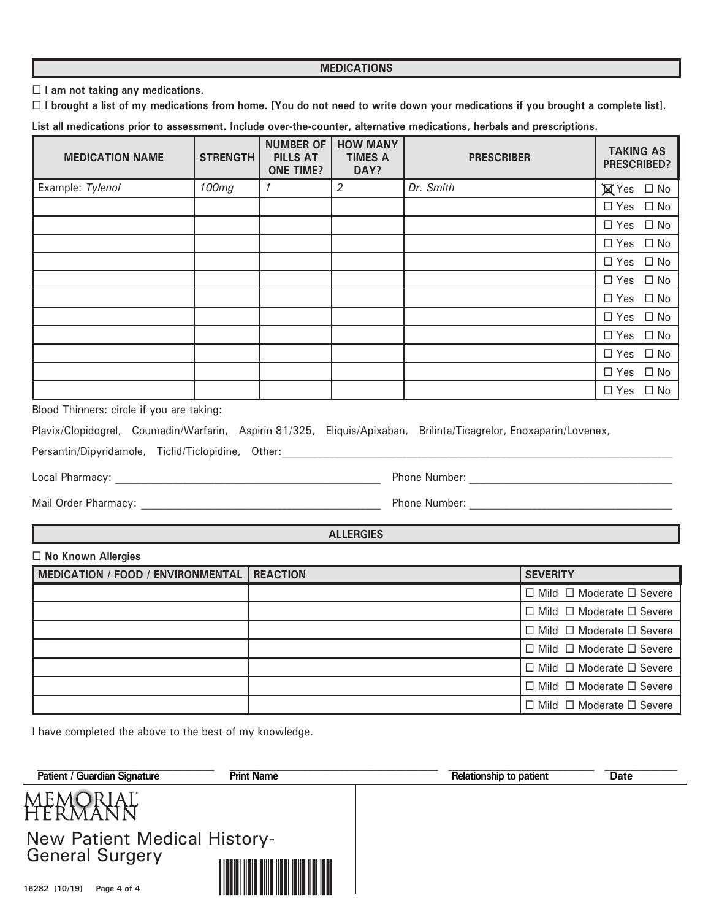## MEDICATIONS

☐ **I am not taking any medications.**

☐ **I brought a list of my medications from home. [You do not need to write down your medications if you brought a complete list].**

**List all medications prior to assessment. Include over-the-counter, alternative medications, herbals and prescriptions.**

| MEDICATION NAME | STRENGTH | NUMBER OF PILLS AT ONE TIME? | HOW MANY TIMES A DAY? | PRESCRIBER | TAKING AS PRESCRIBED? |
|---|---|---|---|---|---|
| Example: *Tylenol* | *100mg* | *1* | *2* | *Dr. Smith* | ☒ Yes ☐ No |
| | | | | | ☐ Yes ☐ No |
| | | | | | ☐ Yes ☐ No |
| | | | | | ☐ Yes ☐ No |
| | | | | | ☐ Yes ☐ No |
| | | | | | ☐ Yes ☐ No |
| | | | | | ☐ Yes ☐ No |
| | | | | | ☐ Yes ☐ No |
| | | | | | ☐ Yes ☐ No |
| | | | | | ☐ Yes ☐ No |
| | | | | | ☐ Yes ☐ No |
| | | | | | ☐ Yes ☐ No |

Blood Thinners: circle if you are taking:

Plavix/Clopidogrel, Coumadin/Warfarin, Aspirin 81/325, Eliquis/Apixaban, Brilinta/Ticagrelor, Enoxaparin/Lovenex,

Persantin/Dipyridamole, Ticlid/Ticlopidine, Other:___________________________

Local Pharmacy: ______________________ Phone Number: ______________________

Mail Order Pharmacy: ______________________ Phone Number: ______________________

## ALLERGIES

☐ **No Known Allergies**

| MEDICATION / FOOD / ENVIRONMENTAL | REACTION | SEVERITY |
|---|---|---|
| | | ☐ Mild ☐ Moderate ☐ Severe |
| | | ☐ Mild ☐ Moderate ☐ Severe |
| | | ☐ Mild ☐ Moderate ☐ Severe |
| | | ☐ Mild ☐ Moderate ☐ Severe |
| | | ☐ Mild ☐ Moderate ☐ Severe |
| | | ☐ Mild ☐ Moderate ☐ Severe |
| | | ☐ Mild ☐ Moderate ☐ Severe |

I have completed the above to the best of my knowledge.

______________________ ______________________ ______________________ __________

**Patient / Guardian Signature** **Print Name** **Relationship to patient** **Date**

MEMORIAL HERMANN

New Patient Medical History-
General Surgery

16282 (10/19)